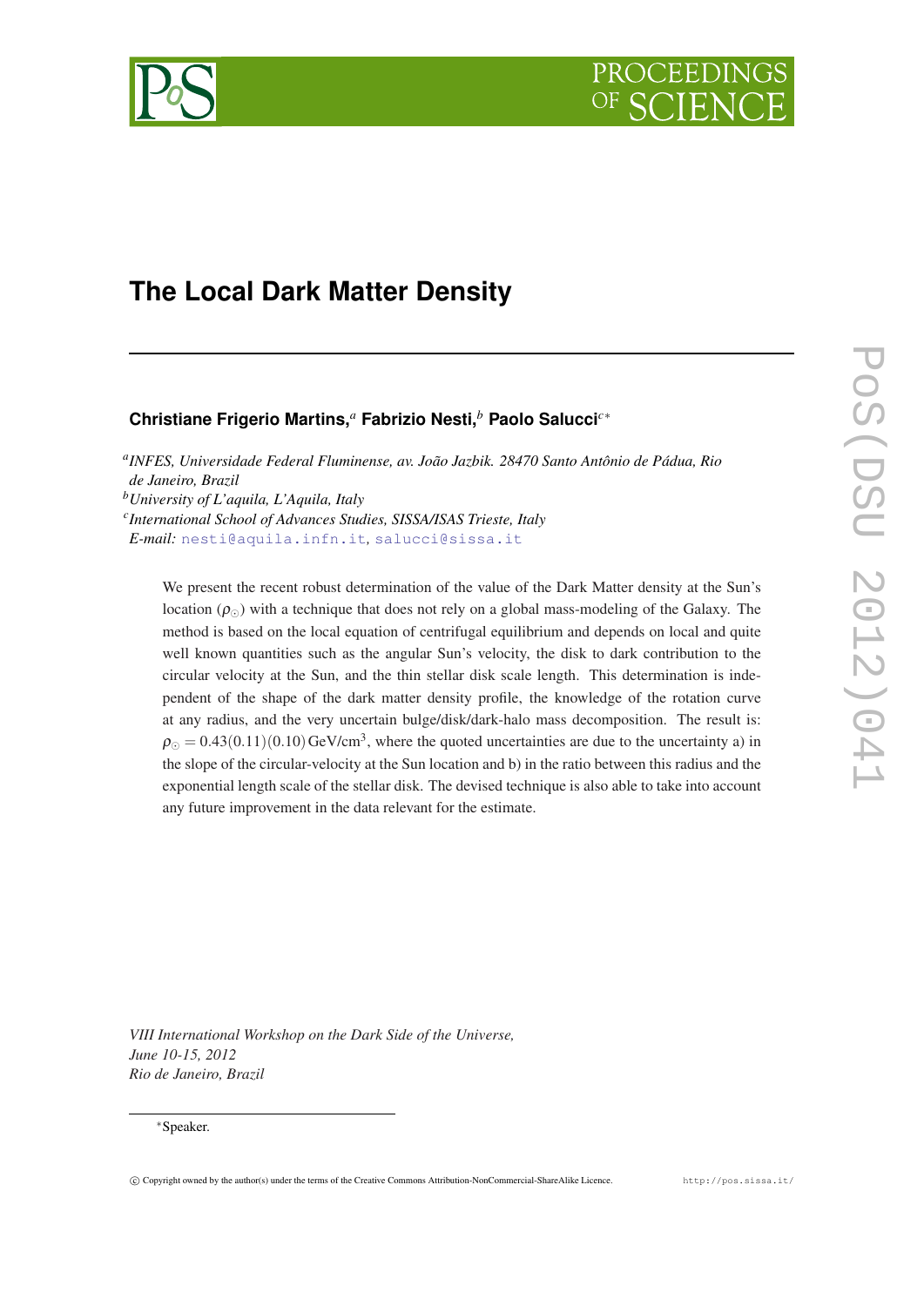# The Local Dark Matter Density

**Christiane Frigerio Martins,**[a] **Fabrizio Nesti,**[b] **Paolo Salucci**[c*]

[a] *INFES, Universidade Federal Fluminense, av. João Jazbik. 28470 Santo Antônio de Pádua, Rio de Janeiro, Brazil*
[b] *University of L'aquila, L'Aquila, Italy*
[c] *International School of Advances Studies, SISSA/ISAS Trieste, Italy*
*E-mail:* nesti@aquila.infn.it, salucci@sissa.it

We present the recent robust determination of the value of the Dark Matter density at the Sun's location ($\rho_\odot$) with a technique that does not rely on a global mass-modeling of the Galaxy. The method is based on the local equation of centrifugal equilibrium and depends on local and quite well known quantities such as the angular Sun's velocity, the disk to dark contribution to the circular velocity at the Sun, and the thin stellar disk scale length. This determination is independent of the shape of the dark matter density profile, the knowledge of the rotation curve at any radius, and the very uncertain bulge/disk/dark-halo mass decomposition. The result is: $\rho_\odot = 0.43(0.11)(0.10)\,\text{GeV/cm}^3$, where the quoted uncertainties are due to the uncertainty a) in the slope of the circular-velocity at the Sun location and b) in the ratio between this radius and the exponential length scale of the stellar disk. The devised technique is also able to take into account any future improvement in the data relevant for the estimate.

*VIII International Workshop on the Dark Side of the Universe,*
*June 10-15, 2012*
*Rio de Janeiro, Brazil*

[*] Speaker.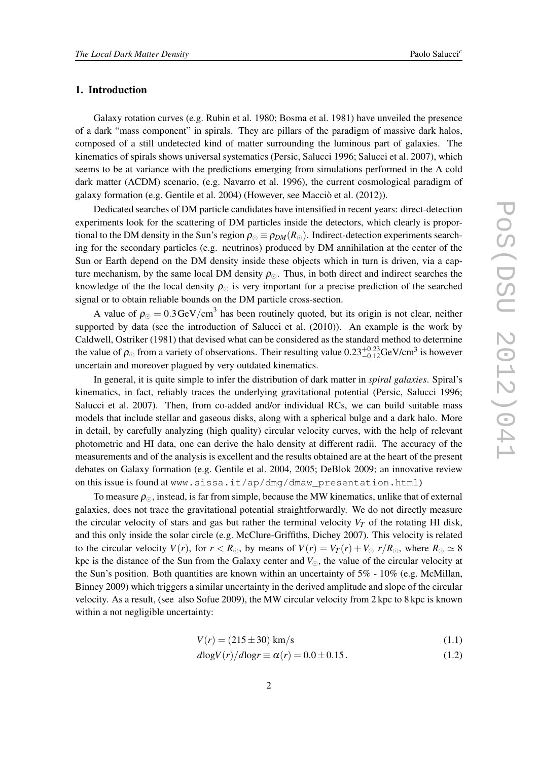## 1. Introduction

Galaxy rotation curves (e.g. Rubin et al. 1980; Bosma et al. 1981) have unveiled the presence of a dark "mass component" in spirals. They are pillars of the paradigm of massive dark halos, composed of a still undetected kind of matter surrounding the luminous part of galaxies. The kinematics of spirals shows universal systematics (Persic, Salucci 1996; Salucci et al. 2007), which seems to be at variance with the predictions emerging from simulations performed in the $\Lambda$ cold dark matter ($\Lambda$CDM) scenario, (e.g. Navarro et al. 1996), the current cosmological paradigm of galaxy formation (e.g. Gentile et al. 2004) (However, see Macciò et al. (2012)).

Dedicated searches of DM particle candidates have intensified in recent years: direct-detection experiments look for the scattering of DM particles inside the detectors, which clearly is proportional to the DM density in the Sun's region $\rho_\odot \equiv \rho_{DM}(R_\odot)$. Indirect-detection experiments searching for the secondary particles (e.g. neutrinos) produced by DM annihilation at the center of the Sun or Earth depend on the DM density inside these objects which in turn is driven, via a capture mechanism, by the same local DM density $\rho_\odot$. Thus, in both direct and indirect searches the knowledge of the the local density $\rho_\odot$ is very important for a precise prediction of the searched signal or to obtain reliable bounds on the DM particle cross-section.

A value of $\rho_\odot = 0.3\,\mathrm{GeV/cm^3}$ has been routinely quoted, but its origin is not clear, neither supported by data (see the introduction of Salucci et al. (2010)). An example is the work by Caldwell, Ostriker (1981) that devised what can be considered as the standard method to determine the value of $\rho_\odot$ from a variety of observations. Their resulting value $0.23^{+0.23}_{-0.12}\mathrm{GeV/cm^3}$ is however uncertain and moreover plagued by very outdated kinematics.

In general, it is quite simple to infer the distribution of dark matter in *spiral galaxies*. Spiral's kinematics, in fact, reliably traces the underlying gravitational potential (Persic, Salucci 1996; Salucci et al. 2007). Then, from co-added and/or individual RCs, we can build suitable mass models that include stellar and gaseous disks, along with a spherical bulge and a dark halo. More in detail, by carefully analyzing (high quality) circular velocity curves, with the help of relevant photometric and HI data, one can derive the halo density at different radii. The accuracy of the measurements and of the analysis is excellent and the results obtained are at the heart of the present debates on Galaxy formation (e.g. Gentile et al. 2004, 2005; DeBlok 2009; an innovative review on this issue is found at `www.sissa.it/ap/dmg/dmaw_presentation.html`)

To measure $\rho_\odot$, instead, is far from simple, because the MW kinematics, unlike that of external galaxies, does not trace the gravitational potential straightforwardly. We do not directly measure the circular velocity of stars and gas but rather the terminal velocity $V_T$ of the rotating HI disk, and this only inside the solar circle (e.g. McClure-Griffiths, Dichey 2007). This velocity is related to the circular velocity $V(r)$, for $r < R_\odot$, by means of $V(r) = V_T(r) + V_\odot\, r/R_\odot$, where $R_\odot \simeq 8$ kpc is the distance of the Sun from the Galaxy center and $V_\odot$, the value of the circular velocity at the Sun's position. Both quantities are known within an uncertainty of 5% - 10% (e.g. McMillan, Binney 2009) which triggers a similar uncertainty in the derived amplitude and slope of the circular velocity. As a result, (see also Sofue 2009), the MW circular velocity from 2 kpc to 8 kpc is known within a not negligible uncertainty:

$$V(r) = (215 \pm 30)\ \mathrm{km/s} \tag{1.1}$$

$$d\log V(r)/d\log r \equiv \alpha(r) = 0.0 \pm 0.15\,. \tag{1.2}$$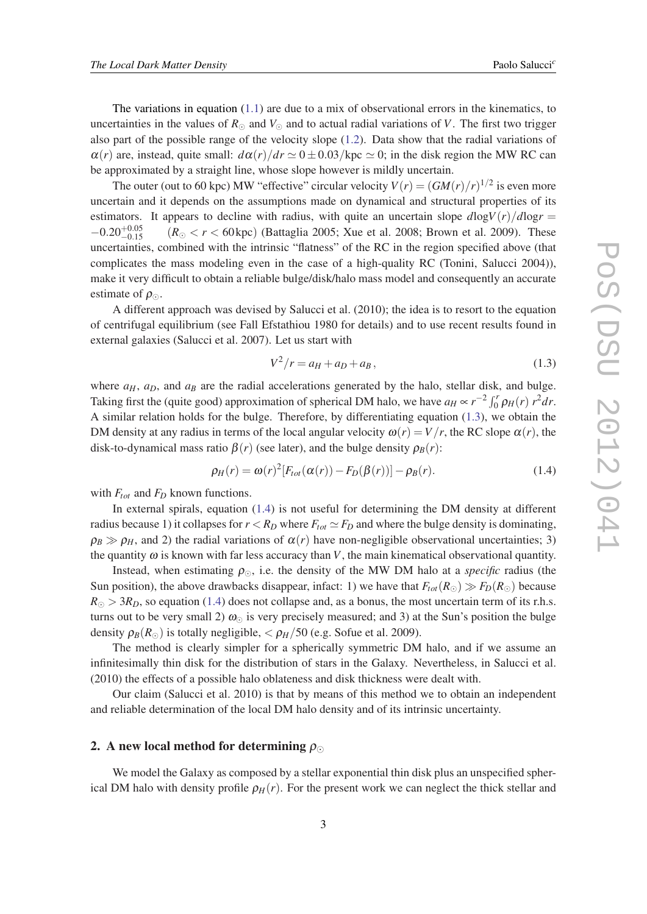The variations in equation (1.1) are due to a mix of observational errors in the kinematics, to uncertainties in the values of $R_\odot$ and $V_\odot$ and to actual radial variations of $V$. The first two trigger also part of the possible range of the velocity slope (1.2). Data show that the radial variations of $\alpha(r)$ are, instead, quite small: $d\alpha(r)/dr \simeq 0 \pm 0.03/\text{kpc} \simeq 0$; in the disk region the MW RC can be approximated by a straight line, whose slope however is mildly uncertain.

The outer (out to 60 kpc) MW "effective" circular velocity $V(r) = (GM(r)/r)^{1/2}$ is even more uncertain and it depends on the assumptions made on dynamical and structural properties of its estimators. It appears to decline with radius, with quite an uncertain slope $d\log V(r)/d\log r = -0.20^{+0.05}_{-0.15}$ $(R_\odot < r < 60\,\text{kpc})$ (Battaglia 2005; Xue et al. 2008; Brown et al. 2009). These uncertainties, combined with the intrinsic "flatness" of the RC in the region specified above (that complicates the mass modeling even in the case of a high-quality RC (Tonini, Salucci 2004)), make it very difficult to obtain a reliable bulge/disk/halo mass model and consequently an accurate estimate of $\rho_\odot$.

A different approach was devised by Salucci et al. (2010); the idea is to resort to the equation of centrifugal equilibrium (see Fall Efstathiou 1980 for details) and to use recent results found in external galaxies (Salucci et al. 2007). Let us start with

$$V^2/r = a_H + a_D + a_B\,, \tag{1.3}$$

where $a_H$, $a_D$, and $a_B$ are the radial accelerations generated by the halo, stellar disk, and bulge. Taking first the (quite good) approximation of spherical DM halo, we have $a_H \propto r^{-2}\int_0^r \rho_H(r)\, r^2 dr$. A similar relation holds for the bulge. Therefore, by differentiating equation (1.3), we obtain the DM density at any radius in terms of the local angular velocity $\omega(r) = V/r$, the RC slope $\alpha(r)$, the disk-to-dynamical mass ratio $\beta(r)$ (see later), and the bulge density $\rho_B(r)$:

$$\rho_H(r) = \omega(r)^2[F_{tot}(\alpha(r)) - F_D(\beta(r))] - \rho_B(r). \tag{1.4}$$

with $F_{tot}$ and $F_D$ known functions.

In external spirals, equation (1.4) is not useful for determining the DM density at different radius because 1) it collapses for $r < R_D$ where $F_{tot} \simeq F_D$ and where the bulge density is dominating, $\rho_B \gg \rho_H$, and 2) the radial variations of $\alpha(r)$ have non-negligible observational uncertainties; 3) the quantity $\omega$ is known with far less accuracy than $V$, the main kinematical observational quantity.

Instead, when estimating $\rho_\odot$, i.e. the density of the MW DM halo at a *specific* radius (the Sun position), the above drawbacks disappear, infact: 1) we have that $F_{tot}(R_\odot) \gg F_D(R_\odot)$ because $R_\odot > 3R_D$, so equation (1.4) does not collapse and, as a bonus, the most uncertain term of its r.h.s. turns out to be very small 2) $\omega_\odot$ is very precisely measured; and 3) at the Sun's position the bulge density $\rho_B(R_\odot)$ is totally negligible, $< \rho_H/50$ (e.g. Sofue et al. 2009).

The method is clearly simpler for a spherically symmetric DM halo, and if we assume an infinitesimally thin disk for the distribution of stars in the Galaxy. Nevertheless, in Salucci et al. (2010) the effects of a possible halo oblateness and disk thickness were dealt with.

Our claim (Salucci et al. 2010) is that by means of this method we to obtain an independent and reliable determination of the local DM halo density and of its intrinsic uncertainty.

## 2. A new local method for determining $\rho_\odot$

We model the Galaxy as composed by a stellar exponential thin disk plus an unspecified spherical DM halo with density profile $\rho_H(r)$. For the present work we can neglect the thick stellar and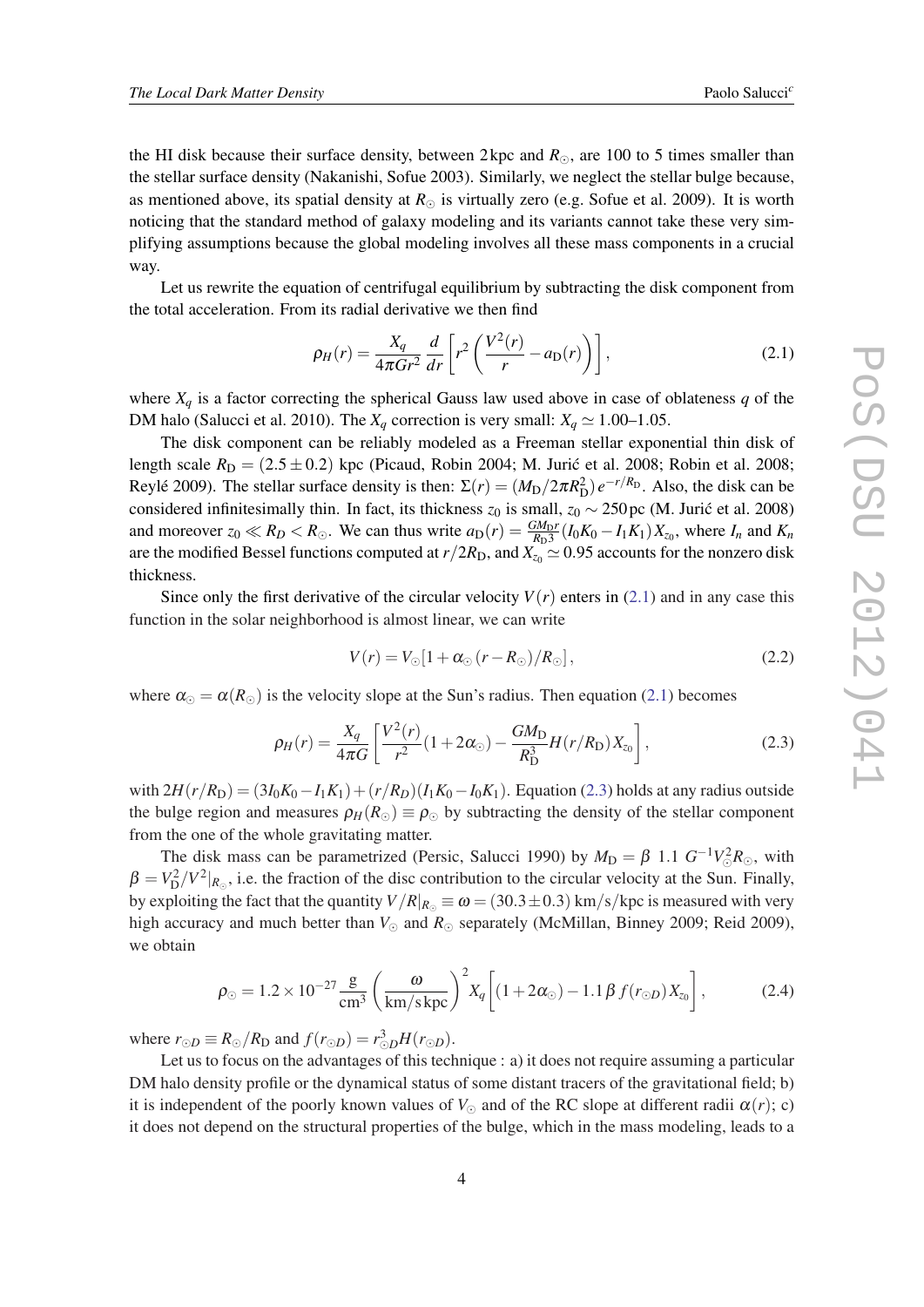the HI disk because their surface density, between 2 kpc and $R_\odot$, are 100 to 5 times smaller than the stellar surface density (Nakanishi, Sofue 2003). Similarly, we neglect the stellar bulge because, as mentioned above, its spatial density at $R_\odot$ is virtually zero (e.g. Sofue et al. 2009). It is worth noticing that the standard method of galaxy modeling and its variants cannot take these very simplifying assumptions because the global modeling involves all these mass components in a crucial way.

Let us rewrite the equation of centrifugal equilibrium by subtracting the disk component from the total acceleration. From its radial derivative we then find

$$\rho_H(r) = \frac{X_q}{4\pi G r^2}\frac{d}{dr}\left[r^2\left(\frac{V^2(r)}{r} - a_{\rm D}(r)\right)\right], \tag{2.1}$$

where $X_q$ is a factor correcting the spherical Gauss law used above in case of oblateness $q$ of the DM halo (Salucci et al. 2010). The $X_q$ correction is very small: $X_q \simeq 1.00$–$1.05$.

The disk component can be reliably modeled as a Freeman stellar exponential thin disk of length scale $R_{\rm D} = (2.5 \pm 0.2)$ kpc (Picaud, Robin 2004; M. Jurić et al. 2008; Robin et al. 2008; Reylé 2009). The stellar surface density is then: $\Sigma(r) = (M_{\rm D}/2\pi R_{\rm D}^2)\, e^{-r/R_{\rm D}}$. Also, the disk can be considered infinitesimally thin. In fact, its thickness $z_0$ is small, $z_0 \sim 250$ pc (M. Jurić et al. 2008) and moreover $z_0 \ll R_D < R_\odot$. We can thus write $a_{\rm D}(r) = \frac{GM_{\rm D}r}{R_{\rm D}3}(I_0K_0 - I_1K_1)X_{z_0}$, where $I_n$ and $K_n$ are the modified Bessel functions computed at $r/2R_{\rm D}$, and $X_{z_0} \simeq 0.95$ accounts for the nonzero disk thickness.

Since only the first derivative of the circular velocity $V(r)$ enters in (2.1) and in any case this function in the solar neighborhood is almost linear, we can write

$$V(r) = V_\odot[1 + \alpha_\odot(r - R_\odot)/R_\odot], \tag{2.2}$$

where $\alpha_\odot = \alpha(R_\odot)$ is the velocity slope at the Sun's radius. Then equation (2.1) becomes

$$\rho_H(r) = \frac{X_q}{4\pi G}\left[\frac{V^2(r)}{r^2}(1 + 2\alpha_\odot) - \frac{GM_{\rm D}}{R_{\rm D}^3}H(r/R_{\rm D})X_{z_0}\right], \tag{2.3}$$

with $2H(r/R_{\rm D}) = (3I_0K_0 - I_1K_1) + (r/R_D)(I_1K_0 - I_0K_1)$. Equation (2.3) holds at any radius outside the bulge region and measures $\rho_H(R_\odot) \equiv \rho_\odot$ by subtracting the density of the stellar component from the one of the whole gravitating matter.

The disk mass can be parametrized (Persic, Salucci 1990) by $M_{\rm D} = \beta\ 1.1\ G^{-1}V_\odot^2 R_\odot$, with $\beta = V_{\rm D}^2/V^2|_{R_\odot}$, i.e. the fraction of the disc contribution to the circular velocity at the Sun. Finally, by exploiting the fact that the quantity $V/R|_{R_\odot} \equiv \omega = (30.3 \pm 0.3)$ km/s/kpc is measured with very high accuracy and much better than $V_\odot$ and $R_\odot$ separately (McMillan, Binney 2009; Reid 2009), we obtain

$$\rho_\odot = 1.2 \times 10^{-27}\,\frac{\rm g}{\rm cm^3}\left(\frac{\omega}{\rm km/s\,kpc}\right)^2 X_q\left[(1 + 2\alpha_\odot) - 1.1\,\beta\, f(r_{\odot D})X_{z_0}\right], \tag{2.4}$$

where $r_{\odot D} \equiv R_\odot/R_{\rm D}$ and $f(r_{\odot D}) = r_{\odot D}^3 H(r_{\odot D})$.

Let us to focus on the advantages of this technique : a) it does not require assuming a particular DM halo density profile or the dynamical status of some distant tracers of the gravitational field; b) it is independent of the poorly known values of $V_\odot$ and of the RC slope at different radii $\alpha(r)$; c) it does not depend on the structural properties of the bulge, which in the mass modeling, leads to a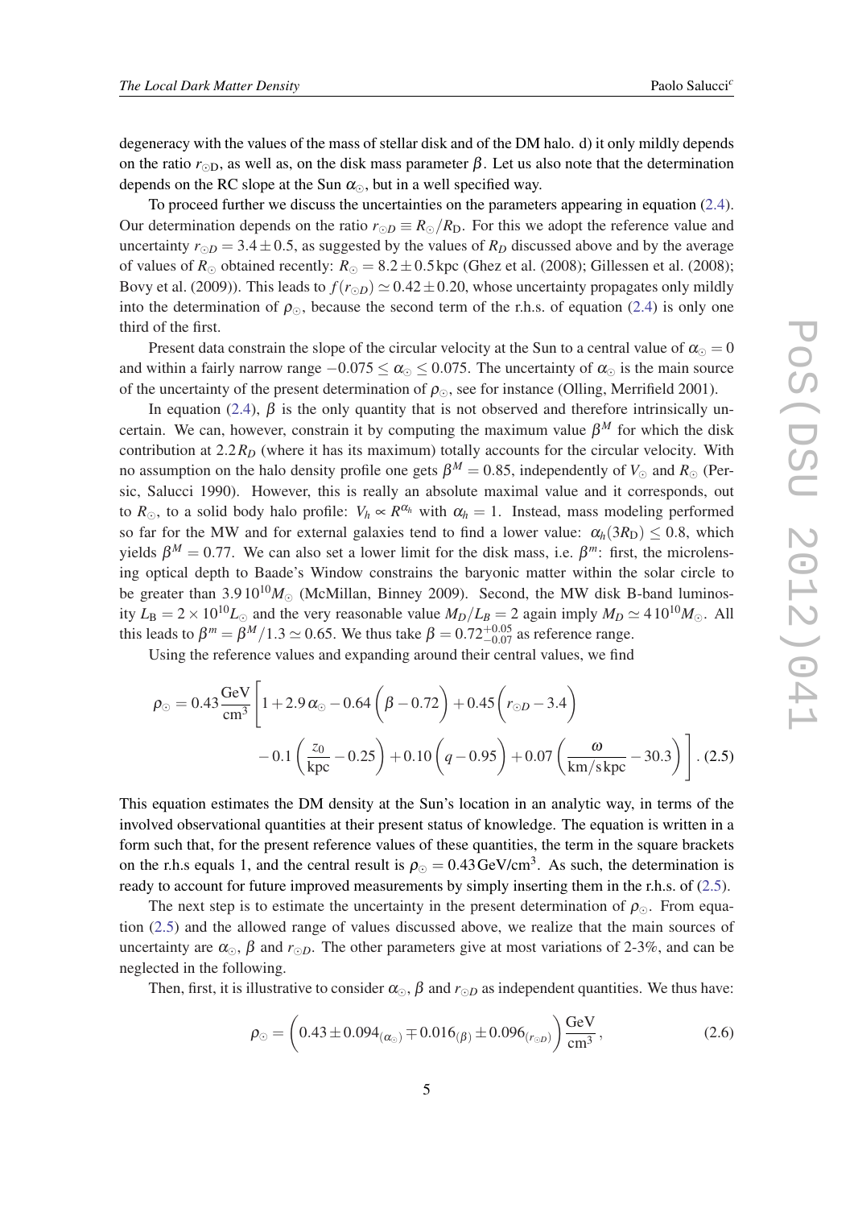degeneracy with the values of the mass of stellar disk and of the DM halo. d) it only mildly depends on the ratio $r_{\odot D}$, as well as, on the disk mass parameter $\beta$. Let us also note that the determination depends on the RC slope at the Sun $\alpha_\odot$, but in a well specified way.

To proceed further we discuss the uncertainties on the parameters appearing in equation (2.4). Our determination depends on the ratio $r_{\odot D} \equiv R_\odot/R_D$. For this we adopt the reference value and uncertainty $r_{\odot D} = 3.4 \pm 0.5$, as suggested by the values of $R_D$ discussed above and by the average of values of $R_\odot$ obtained recently: $R_\odot = 8.2 \pm 0.5$ kpc (Ghez et al. (2008); Gillessen et al. (2008); Bovy et al. (2009)). This leads to $f(r_{\odot D}) \simeq 0.42 \pm 0.20$, whose uncertainty propagates only mildly into the determination of $\rho_\odot$, because the second term of the r.h.s. of equation (2.4) is only one third of the first.

Present data constrain the slope of the circular velocity at the Sun to a central value of $\alpha_\odot = 0$ and within a fairly narrow range $-0.075 \leq \alpha_\odot \leq 0.075$. The uncertainty of $\alpha_\odot$ is the main source of the uncertainty of the present determination of $\rho_\odot$, see for instance (Olling, Merrifield 2001).

In equation (2.4), $\beta$ is the only quantity that is not observed and therefore intrinsically uncertain. We can, however, constrain it by computing the maximum value $\beta^M$ for which the disk contribution at $2.2 R_D$ (where it has its maximum) totally accounts for the circular velocity. With no assumption on the halo density profile one gets $\beta^M = 0.85$, independently of $V_\odot$ and $R_\odot$ (Persic, Salucci 1990). However, this is really an absolute maximal value and it corresponds, out to $R_\odot$, to a solid body halo profile: $V_h \propto R^{\alpha_h}$ with $\alpha_h = 1$. Instead, mass modeling performed so far for the MW and for external galaxies tend to find a lower value: $\alpha_h(3R_D) \leq 0.8$, which yields $\beta^M = 0.77$. We can also set a lower limit for the disk mass, i.e. $\beta^m$: first, the microlensing optical depth to Baade's Window constrains the baryonic matter within the solar circle to be greater than $3.9\, 10^{10} M_\odot$ (McMillan, Binney 2009). Second, the MW disk B-band luminosity $L_B = 2 \times 10^{10} L_\odot$ and the very reasonable value $M_D/L_B = 2$ again imply $M_D \simeq 4\, 10^{10} M_\odot$. All this leads to $\beta^m = \beta^M/1.3 \simeq 0.65$. We thus take $\beta = 0.72^{+0.05}_{-0.07}$ as reference range.

Using the reference values and expanding around their central values, we find

$$\rho_\odot = 0.43 \frac{\mathrm{GeV}}{\mathrm{cm}^3} \left[ 1 + 2.9\,\alpha_\odot - 0.64 \left( \beta - 0.72 \right) + 0.45 \left( r_{\odot D} - 3.4 \right) \right. \\ \left. - 0.1 \left( \frac{z_0}{\mathrm{kpc}} - 0.25 \right) + 0.10 \left( q - 0.95 \right) + 0.07 \left( \frac{\omega}{\mathrm{km/s\,kpc}} - 30.3 \right) \right]. \quad (2.5)$$

This equation estimates the DM density at the Sun's location in an analytic way, in terms of the involved observational quantities at their present status of knowledge. The equation is written in a form such that, for the present reference values of these quantities, the term in the square brackets on the r.h.s equals 1, and the central result is $\rho_\odot = 0.43\,\mathrm{GeV/cm^3}$. As such, the determination is ready to account for future improved measurements by simply inserting them in the r.h.s. of (2.5).

The next step is to estimate the uncertainty in the present determination of $\rho_\odot$. From equation (2.5) and the allowed range of values discussed above, we realize that the main sources of uncertainty are $\alpha_\odot$, $\beta$ and $r_{\odot D}$. The other parameters give at most variations of 2-3%, and can be neglected in the following.

Then, first, it is illustrative to consider $\alpha_\odot$, $\beta$ and $r_{\odot D}$ as independent quantities. We thus have:

$$\rho_\odot = \left( 0.43 \pm 0.094_{(\alpha_\odot)} \mp 0.016_{(\beta)} \pm 0.096_{(r_{\odot D})} \right) \frac{\mathrm{GeV}}{\mathrm{cm}^3}, \quad (2.6)$$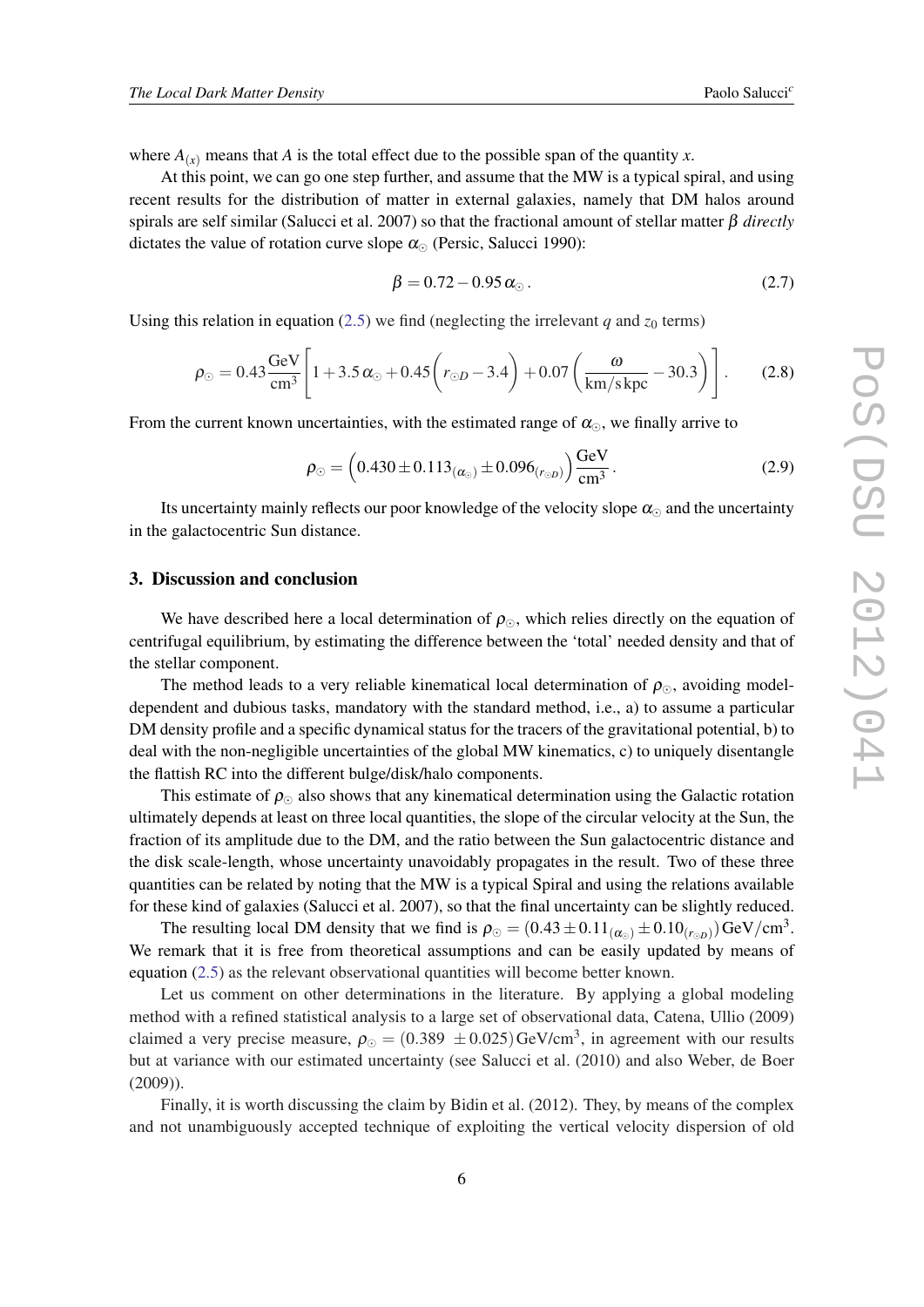where $A_{(x)}$ means that $A$ is the total effect due to the possible span of the quantity $x$.

At this point, we can go one step further, and assume that the MW is a typical spiral, and using recent results for the distribution of matter in external galaxies, namely that DM halos around spirals are self similar (Salucci et al. 2007) so that the fractional amount of stellar matter $\beta$ *directly* dictates the value of rotation curve slope $\alpha_\odot$ (Persic, Salucci 1990):

$$\beta = 0.72 - 0.95\,\alpha_\odot\,. \tag{2.7}$$

Using this relation in equation (2.5) we find (neglecting the irrelevant $q$ and $z_0$ terms)

$$\rho_\odot = 0.43\frac{\text{GeV}}{\text{cm}^3}\left[1 + 3.5\,\alpha_\odot + 0.45\left(r_{\odot D} - 3.4\right) + 0.07\left(\frac{\omega}{\text{km/s\,kpc}} - 30.3\right)\right]. \tag{2.8}$$

From the current known uncertainties, with the estimated range of $\alpha_\odot$, we finally arrive to

$$\rho_\odot = \left(0.430 \pm 0.113_{(\alpha_\odot)} \pm 0.096_{(r_{\odot D})}\right)\frac{\text{GeV}}{\text{cm}^3}\,. \tag{2.9}$$

Its uncertainty mainly reflects our poor knowledge of the velocity slope $\alpha_\odot$ and the uncertainty in the galactocentric Sun distance.

## 3. Discussion and conclusion

We have described here a local determination of $\rho_\odot$, which relies directly on the equation of centrifugal equilibrium, by estimating the difference between the 'total' needed density and that of the stellar component.

The method leads to a very reliable kinematical local determination of $\rho_\odot$, avoiding model-dependent and dubious tasks, mandatory with the standard method, i.e., a) to assume a particular DM density profile and a specific dynamical status for the tracers of the gravitational potential, b) to deal with the non-negligible uncertainties of the global MW kinematics, c) to uniquely disentangle the flattish RC into the different bulge/disk/halo components.

This estimate of $\rho_\odot$ also shows that any kinematical determination using the Galactic rotation ultimately depends at least on three local quantities, the slope of the circular velocity at the Sun, the fraction of its amplitude due to the DM, and the ratio between the Sun galactocentric distance and the disk scale-length, whose uncertainty unavoidably propagates in the result. Two of these three quantities can be related by noting that the MW is a typical Spiral and using the relations available for these kind of galaxies (Salucci et al. 2007), so that the final uncertainty can be slightly reduced.

The resulting local DM density that we find is $\rho_\odot = (0.43 \pm 0.11_{(\alpha_\odot)} \pm 0.10_{(r_{\odot D})})\,\text{GeV/cm}^3$. We remark that it is free from theoretical assumptions and can be easily updated by means of equation (2.5) as the relevant observational quantities will become better known.

Let us comment on other determinations in the literature. By applying a global modeling method with a refined statistical analysis to a large set of observational data, Catena, Ullio (2009) claimed a very precise measure, $\rho_\odot = (0.389\ \pm 0.025)\,\text{GeV/cm}^3$, in agreement with our results but at variance with our estimated uncertainty (see Salucci et al. (2010) and also Weber, de Boer (2009)).

Finally, it is worth discussing the claim by Bidin et al. (2012). They, by means of the complex and not unambiguously accepted technique of exploiting the vertical velocity dispersion of old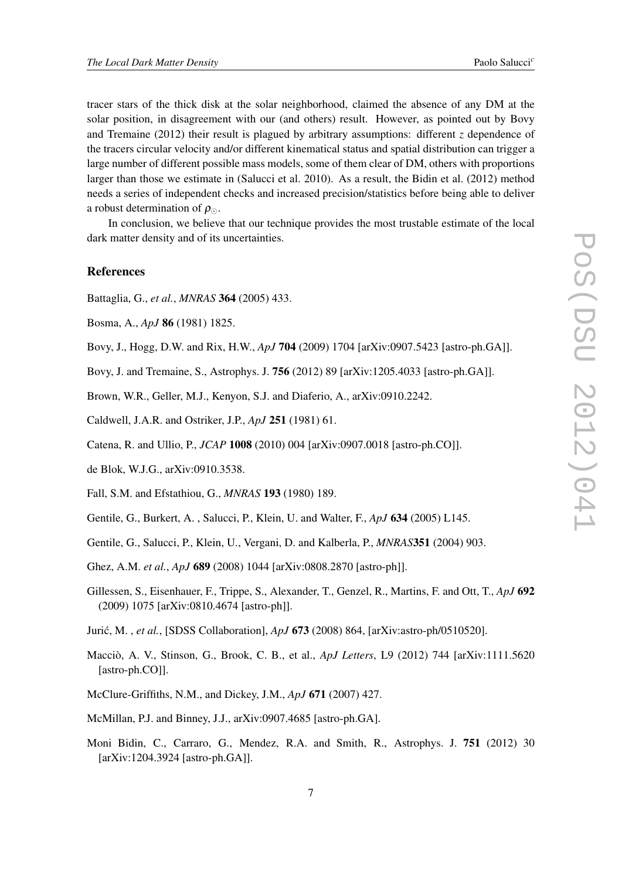tracer stars of the thick disk at the solar neighborhood, claimed the absence of any DM at the solar position, in disagreement with our (and others) result. However, as pointed out by Bovy and Tremaine (2012) their result is plagued by arbitrary assumptions: different $z$ dependence of the tracers circular velocity and/or different kinematical status and spatial distribution can trigger a large number of different possible mass models, some of them clear of DM, others with proportions larger than those we estimate in (Salucci et al. 2010). As a result, the Bidin et al. (2012) method needs a series of independent checks and increased precision/statistics before being able to deliver a robust determination of $\rho_\odot$.

In conclusion, we believe that our technique provides the most trustable estimate of the local dark matter density and of its uncertainties.

## References

Battaglia, G., *et al.*, *MNRAS* **364** (2005) 433.

Bosma, A., *ApJ* **86** (1981) 1825.

Bovy, J., Hogg, D.W. and Rix, H.W., *ApJ* **704** (2009) 1704 [arXiv:0907.5423 [astro-ph.GA]].

Bovy, J. and Tremaine, S., Astrophys. J. **756** (2012) 89 [arXiv:1205.4033 [astro-ph.GA]].

Brown, W.R., Geller, M.J., Kenyon, S.J. and Diaferio, A., arXiv:0910.2242.

Caldwell, J.A.R. and Ostriker, J.P., *ApJ* **251** (1981) 61.

Catena, R. and Ullio, P., *JCAP* **1008** (2010) 004 [arXiv:0907.0018 [astro-ph.CO]].

de Blok, W.J.G., arXiv:0910.3538.

Fall, S.M. and Efstathiou, G., *MNRAS* **193** (1980) 189.

Gentile, G., Burkert, A. , Salucci, P., Klein, U. and Walter, F., *ApJ* **634** (2005) L145.

Gentile, G., Salucci, P., Klein, U., Vergani, D. and Kalberla, P., *MNRAS***351** (2004) 903.

Ghez, A.M. *et al.*, *ApJ* **689** (2008) 1044 [arXiv:0808.2870 [astro-ph]].

Gillessen, S., Eisenhauer, F., Trippe, S., Alexander, T., Genzel, R., Martins, F. and Ott, T., *ApJ* **692** (2009) 1075 [arXiv:0810.4674 [astro-ph]].

Jurić, M. , *et al.*, [SDSS Collaboration], *ApJ* **673** (2008) 864, [arXiv:astro-ph/0510520].

Macciò, A. V., Stinson, G., Brook, C. B., et al., *ApJ Letters*, L9 (2012) 744 [arXiv:1111.5620 [astro-ph.CO]].

McClure-Griffiths, N.M., and Dickey, J.M., *ApJ* **671** (2007) 427.

McMillan, P.J. and Binney, J.J., arXiv:0907.4685 [astro-ph.GA].

Moni Bidin, C., Carraro, G., Mendez, R.A. and Smith, R., Astrophys. J. **751** (2012) 30 [arXiv:1204.3924 [astro-ph.GA]].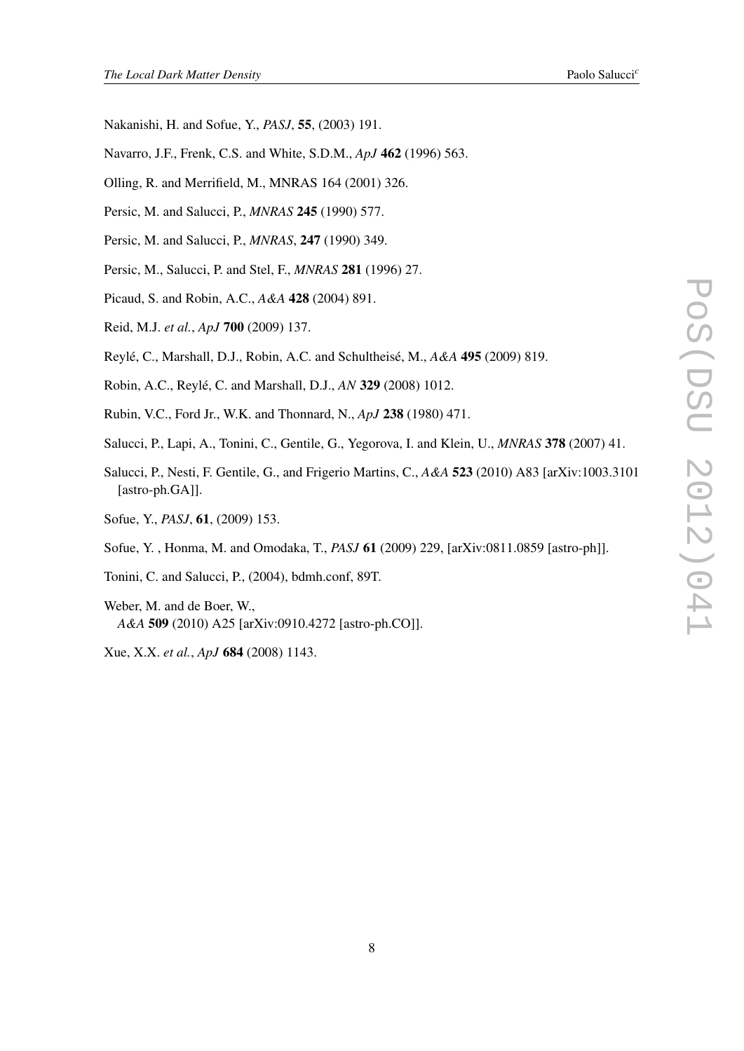Nakanishi, H. and Sofue, Y., *PASJ*, **55**, (2003) 191.

Navarro, J.F., Frenk, C.S. and White, S.D.M., *ApJ* **462** (1996) 563.

Olling, R. and Merrifield, M., MNRAS 164 (2001) 326.

Persic, M. and Salucci, P., *MNRAS* **245** (1990) 577.

Persic, M. and Salucci, P., *MNRAS*, **247** (1990) 349.

Persic, M., Salucci, P. and Stel, F., *MNRAS* **281** (1996) 27.

Picaud, S. and Robin, A.C., *A&A* **428** (2004) 891.

Reid, M.J. *et al.*, *ApJ* **700** (2009) 137.

Reylé, C., Marshall, D.J., Robin, A.C. and Schultheisé, M., *A&A* **495** (2009) 819.

Robin, A.C., Reylé, C. and Marshall, D.J., *AN* **329** (2008) 1012.

Rubin, V.C., Ford Jr., W.K. and Thonnard, N., *ApJ* **238** (1980) 471.

Salucci, P., Lapi, A., Tonini, C., Gentile, G., Yegorova, I. and Klein, U., *MNRAS* **378** (2007) 41.

Salucci, P., Nesti, F. Gentile, G., and Frigerio Martins, C., *A&A* **523** (2010) A83 [arXiv:1003.3101 [astro-ph.GA]].

Sofue, Y., *PASJ*, **61**, (2009) 153.

Sofue, Y. , Honma, M. and Omodaka, T., *PASJ* **61** (2009) 229, [arXiv:0811.0859 [astro-ph]].

Tonini, C. and Salucci, P., (2004), bdmh.conf, 89T.

Weber, M. and de Boer, W., *A&A* **509** (2010) A25 [arXiv:0910.4272 [astro-ph.CO]].

Xue, X.X. *et al.*, *ApJ* **684** (2008) 1143.